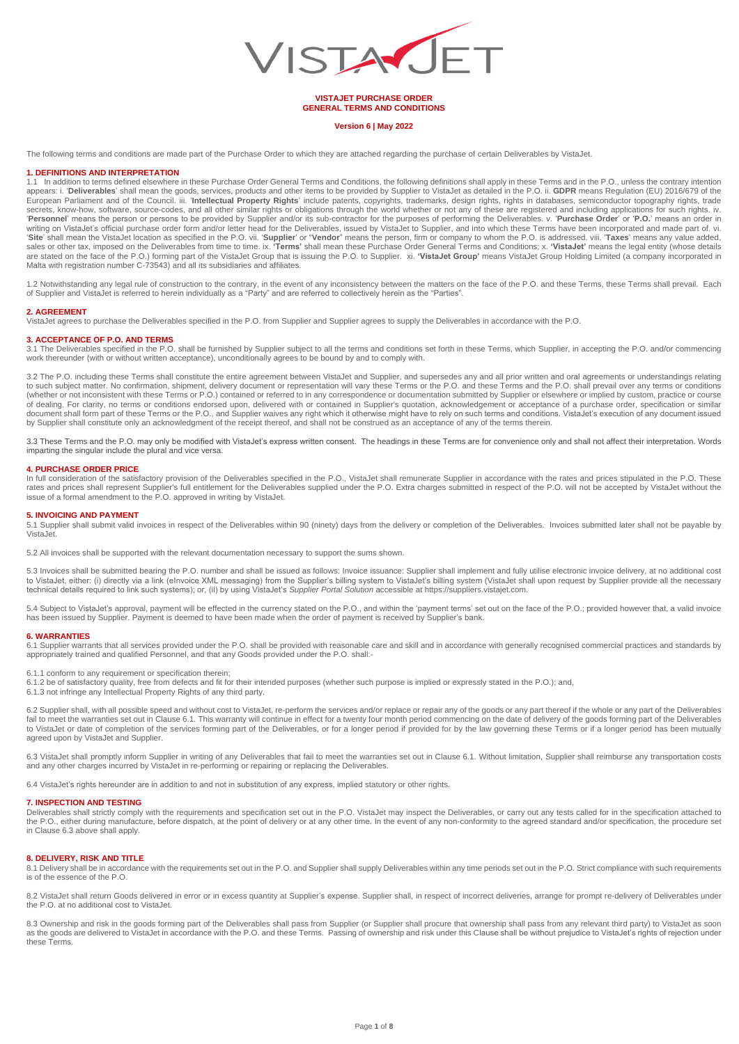**VISTAJET PURCHASE ORDER**
**GENERAL TERMS AND CONDITIONS**

**Version 6 | May 2022**

The following terms and conditions are made part of the Purchase Order to which they are attached regarding the purchase of certain Deliverables by VistaJet.

## 1. DEFINITIONS AND INTERPRETATION

1.1 In addition to terms defined elsewhere in these Purchase Order General Terms and Conditions, the following definitions shall apply in these Terms and in the P.O., unless the contrary intention appears: i. '**Deliverables**' shall mean the goods, services, products and other items to be provided by Supplier to VistaJet as detailed in the P.O. ii. **GDPR** means Regulation (EU) 2016/679 of the European Parliament and of the Council. iii. '**Intellectual Property Rights**' include patents, copyrights, trademarks, design rights, rights in databases, semiconductor topography rights, trade secrets, know-how, software, source-codes, and all other similar rights or obligations through the world whether or not any of these are registered and including applications for such rights. iv. '**Personnel**' means the person or persons to be provided by Supplier and/or its sub-contractor for the purposes of performing the Deliverables. v. '**Purchase Order**' or '**P.O.**' means an order in writing on VistaJet's official purchase order form and/or letter head for the Deliverables, issued by VistaJet to Supplier, and into which these Terms have been incorporated and made part of. vi. '**Site**' shall mean the VistaJet location as specified in the P.O. vii. '**Supplier**' or "**Vendor**" means the person, firm or company to whom the P.O. is addressed. viii. '**Taxes**' means any value added, sales or other tax, imposed on the Deliverables from time to time. ix. **'Terms'** shall mean these Purchase Order General Terms and Conditions; x. **'VistaJet'** means the legal entity (whose details are stated on the face of the P.O.) forming part of the VistaJet Group that is issuing the P.O. to Supplier. xi. **'VistaJet Group'** means VistaJet Group Holding Limited (a company incorporated in Malta with registration number C-73543) and all its subsidiaries and affiliates.

1.2 Notwithstanding any legal rule of construction to the contrary, in the event of any inconsistency between the matters on the face of the P.O. and these Terms, these Terms shall prevail. Each of Supplier and VistaJet is referred to herein individually as a "Party" and are referred to collectively herein as the "Parties".

## 2. AGREEMENT

VistaJet agrees to purchase the Deliverables specified in the P.O. from Supplier and Supplier agrees to supply the Deliverables in accordance with the P.O.

## 3. ACCEPTANCE OF P.O. AND TERMS

3.1 The Deliverables specified in the P.O. shall be furnished by Supplier subject to all the terms and conditions set forth in these Terms, which Supplier, in accepting the P.O. and/or commencing work thereunder (with or without written acceptance), unconditionally agrees to be bound by and to comply with.

3.2 The P.O. including these Terms shall constitute the entire agreement between VistaJet and Supplier, and supersedes any and all prior written and oral agreements or understandings relating to such subject matter. No confirmation, shipment, delivery document or representation will vary these Terms or the P.O. and these Terms and the P.O. shall prevail over any terms or conditions (whether or not inconsistent with these Terms or P.O.) contained or referred to in any correspondence or documentation submitted by Supplier or elsewhere or implied by custom, practice or course of dealing. For clarity, no terms or conditions endorsed upon, delivered with or contained in Supplier's quotation, acknowledgement or acceptance of a purchase order, specification or similar document shall form part of these Terms or the P.O., and Supplier waives any right which it otherwise might have to rely on such terms and conditions. VistaJet's execution of any document issued by Supplier shall constitute only an acknowledgment of the receipt thereof, and shall not be construed as an acceptance of any of the terms therein.

3.3 These Terms and the P.O. may only be modified with VistaJet's express written consent. The headings in these Terms are for convenience only and shall not affect their interpretation. Words imparting the singular include the plural and vice versa.

## 4. PURCHASE ORDER PRICE

In full consideration of the satisfactory provision of the Deliverables specified in the P.O., VistaJet shall remunerate Supplier in accordance with the rates and prices stipulated in the P.O. These rates and prices shall represent Supplier's full entitlement for the Deliverables supplied under the P.O. Extra charges submitted in respect of the P.O. will not be accepted by VistaJet without the issue of a formal amendment to the P.O. approved in writing by VistaJet.

## 5. INVOICING AND PAYMENT

5.1 Supplier shall submit valid invoices in respect of the Deliverables within 90 (ninety) days from the delivery or completion of the Deliverables. Invoices submitted later shall not be payable by VistaJet.

5.2 All invoices shall be supported with the relevant documentation necessary to support the sums shown.

5.3 Invoices shall be submitted bearing the P.O. number and shall be issued as follows: Invoice issuance: Supplier shall implement and fully utilise electronic invoice delivery, at no additional cost to VistaJet, either: (i) directly via a link (eInvoice XML messaging) from the Supplier's billing system to VistaJet's billing system (VistaJet shall upon request by Supplier provide all the necessary technical details required to link such systems); or, (ii) by using VistaJet's *Supplier Portal Solution* accessible at https://suppliers.vistajet.com.

5.4 Subject to VistaJet's approval, payment will be effected in the currency stated on the P.O., and within the 'payment terms' set out on the face of the P.O.; provided however that, a valid invoice has been issued by Supplier. Payment is deemed to have been made when the order of payment is received by Supplier's bank.

## 6. WARRANTIES

6.1 Supplier warrants that all services provided under the P.O. shall be provided with reasonable care and skill and in accordance with generally recognised commercial practices and standards by appropriately trained and qualified Personnel, and that any Goods provided under the P.O. shall:-

6.1.1 conform to any requirement or specification therein;
6.1.2 be of satisfactory quality, free from defects and fit for their intended purposes (whether such purpose is implied or expressly stated in the P.O.); and,
6.1.3 not infringe any Intellectual Property Rights of any third party.

6.2 Supplier shall, with all possible speed and without cost to VistaJet, re-perform the services and/or replace or repair any of the goods or any part thereof if the whole or any part of the Deliverables fail to meet the warranties set out in Clause 6.1. This warranty will continue in effect for a twenty four month period commencing on the date of delivery of the goods forming part of the Deliverables to VistaJet or date of completion of the services forming part of the Deliverables, or for a longer period if provided for by the law governing these Terms or if a longer period has been mutually agreed upon by VistaJet and Supplier.

6.3 VistaJet shall promptly inform Supplier in writing of any Deliverables that fail to meet the warranties set out in Clause 6.1. Without limitation, Supplier shall reimburse any transportation costs and any other charges incurred by VistaJet in re-performing or repairing or replacing the Deliverables.

6.4 VistaJet's rights hereunder are in addition to and not in substitution of any express, implied statutory or other rights.

## 7. INSPECTION AND TESTING

Deliverables shall strictly comply with the requirements and specification set out in the P.O. VistaJet may inspect the Deliverables, or carry out any tests called for in the specification attached to the P.O., either during manufacture, before dispatch, at the point of delivery or at any other time. In the event of any non-conformity to the agreed standard and/or specification, the procedure set in Clause 6.3 above shall apply.

## 8. DELIVERY, RISK AND TITLE

8.1 Delivery shall be in accordance with the requirements set out in the P.O. and Supplier shall supply Deliverables within any time periods set out in the P.O. Strict compliance with such requirements is of the essence of the P.O.

8.2 VistaJet shall return Goods delivered in error or in excess quantity at Supplier's expense. Supplier shall, in respect of incorrect deliveries, arrange for prompt re-delivery of Deliverables under the P.O. at no additional cost to VistaJet.

8.3 Ownership and risk in the goods forming part of the Deliverables shall pass from Supplier (or Supplier shall procure that ownership shall pass from any relevant third party) to VistaJet as soon as the goods are delivered to VistaJet in accordance with the P.O. and these Terms. Passing of ownership and risk under this Clause shall be without prejudice to VistaJet's rights of rejection under these Terms.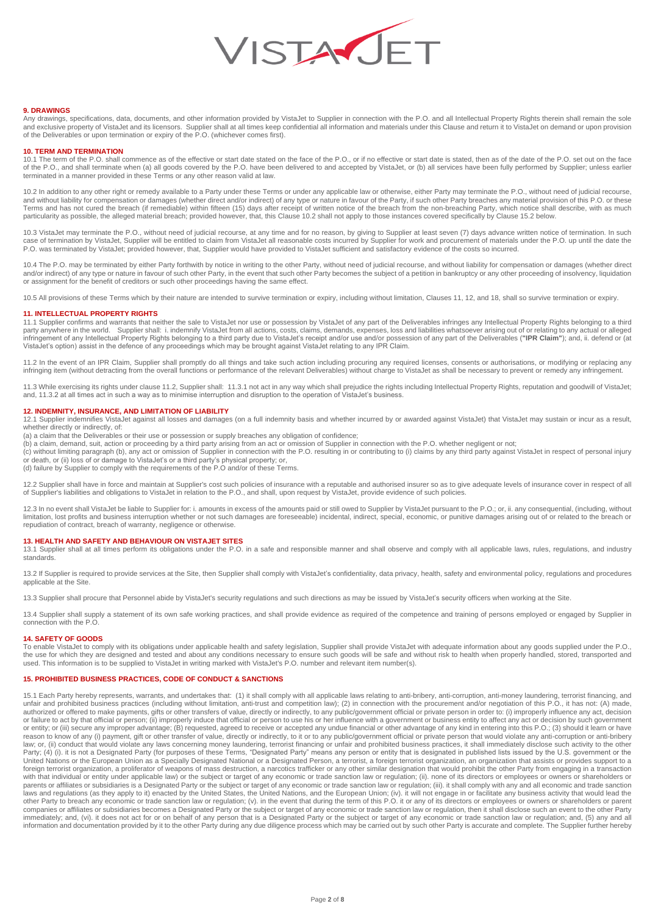## 9. DRAWINGS

Any drawings, specifications, data, documents, and other information provided by VistaJet to Supplier in connection with the P.O. and all Intellectual Property Rights therein shall remain the sole and exclusive property of VistaJet and its licensors. Supplier shall at all times keep confidential all information and materials under this Clause and return it to VistaJet on demand or upon provision of the Deliverables or upon termination or expiry of the P.O. (whichever comes first).

## 10. TERM AND TERMINATION

10.1 The term of the P.O. shall commence as of the effective or start date stated on the face of the P.O., or if no effective or start date is stated, then as of the date of the P.O. set out on the face of the P.O., and shall terminate when (a) all goods covered by the P.O. have been delivered to and accepted by VistaJet, or (b) all services have been fully performed by Supplier; unless earlier terminated in a manner provided in these Terms or any other reason valid at law.

10.2 In addition to any other right or remedy available to a Party under these Terms or under any applicable law or otherwise, either Party may terminate the P.O., without need of judicial recourse, and without liability for compensation or damages (whether direct and/or indirect) of any type or nature in favour of the Party, if such other Party breaches any material provision of this P.O. or these Terms and has not cured the breach (if remediable) within fifteen (15) days after receipt of written notice of the breach from the non-breaching Party, which notice shall describe, with as much particularity as possible, the alleged material breach; provided however, that, this Clause 10.2 shall not apply to those instances covered specifically by Clause 15.2 below.

10.3 VistaJet may terminate the P.O., without need of judicial recourse, at any time and for no reason, by giving to Supplier at least seven (7) days advance written notice of termination. In such case of termination by VistaJet, Supplier will be entitled to claim from VistaJet all reasonable costs incurred by Supplier for work and procurement of materials under the P.O. up until the date the P.O. was terminated by VistaJet; provided however, that, Supplier would have provided to VistaJet sufficient and satisfactory evidence of the costs so incurred.

10.4 The P.O. may be terminated by either Party forthwith by notice in writing to the other Party, without need of judicial recourse, and without liability for compensation or damages (whether direct and/or indirect) of any type or nature in favour of such other Party, in the event that such other Party becomes the subject of a petition in bankruptcy or any other proceeding of insolvency, liquidation or assignment for the benefit of creditors or such other proceedings having the same effect.

10.5 All provisions of these Terms which by their nature are intended to survive termination or expiry, including without limitation, Clauses 11, 12, and 18, shall so survive termination or expiry.

## 11. INTELLECTUAL PROPERTY RIGHTS

11.1 Supplier confirms and warrants that neither the sale to VistaJet nor use or possession by VistaJet of any part of the Deliverables infringes any Intellectual Property Rights belonging to a third party anywhere in the world. Supplier shall: i. indemnify VistaJet from all actions, costs, claims, demands, expenses, loss and liabilities whatsoever arising out of or relating to any actual or alleged infringement of any Intellectual Property Rights belonging to a third party due to VistaJet's receipt and/or use and/or possession of any part of the Deliverables (**"IPR Claim"**); and, ii. defend or (at VistaJet's option) assist in the defence of any proceedings which may be brought against VistaJet relating to any IPR Claim.

11.2 In the event of an IPR Claim, Supplier shall promptly do all things and take such action including procuring any required licenses, consents or authorisations, or modifying or replacing any infringing item (without detracting from the overall functions or performance of the relevant Deliverables) without charge to VistaJet as shall be necessary to prevent or remedy any infringement.

11.3 While exercising its rights under clause 11.2, Supplier shall: 11.3.1 not act in any way which shall prejudice the rights including Intellectual Property Rights, reputation and goodwill of VistaJet; and, 11.3.2 at all times act in such a way as to minimise interruption and disruption to the operation of VistaJet's business.

## 12. INDEMNITY, INSURANCE, AND LIMITATION OF LIABILITY

12.1 Supplier indemnifies VistaJet against all losses and damages (on a full indemnity basis and whether incurred by or awarded against VistaJet) that VistaJet may sustain or incur as a result, whether directly or indirectly, of:

(a) a claim that the Deliverables or their use or possession or supply breaches any obligation of confidence;

(b) a claim, demand, suit, action or proceeding by a third party arising from an act or omission of Supplier in connection with the P.O. whether negligent or not;

(c) without limiting paragraph (b), any act or omission of Supplier in connection with the P.O. resulting in or contributing to (i) claims by any third party against VistaJet in respect of personal injury or death, or (ii) loss of or damage to VistaJet's or a third party's physical property; or,

(d) failure by Supplier to comply with the requirements of the P.O and/or of these Terms.

12.2 Supplier shall have in force and maintain at Supplier's cost such policies of insurance with a reputable and authorised insurer so as to give adequate levels of insurance cover in respect of all of Supplier's liabilities and obligations to VistaJet in relation to the P.O., and shall, upon request by VistaJet, provide evidence of such policies.

12.3 In no event shall VistaJet be liable to Supplier for: i. amounts in excess of the amounts paid or still owed to Supplier by VistaJet pursuant to the P.O.; or, ii. any consequential, (including, without limitation, lost profits and business interruption whether or not such damages are foreseeable) incidental, indirect, special, economic, or punitive damages arising out of or related to the breach or repudiation of contract, breach of warranty, negligence or otherwise.

## 13. HEALTH AND SAFETY AND BEHAVIOUR ON VISTAJET SITES

13.1 Supplier shall at all times perform its obligations under the P.O. in a safe and responsible manner and shall observe and comply with all applicable laws, rules, regulations, and industry standards.

13.2 If Supplier is required to provide services at the Site, then Supplier shall comply with VistaJet's confidentiality, data privacy, health, safety and environmental policy, regulations and procedures applicable at the Site.

13.3 Supplier shall procure that Personnel abide by VistaJet's security regulations and such directions as may be issued by VistaJet's security officers when working at the Site.

13.4 Supplier shall supply a statement of its own safe working practices, and shall provide evidence as required of the competence and training of persons employed or engaged by Supplier in connection with the P.O.

## 14. SAFETY OF GOODS

To enable VistaJet to comply with its obligations under applicable health and safety legislation, Supplier shall provide VistaJet with adequate information about any goods supplied under the P.O., the use for which they are designed and tested and about any conditions necessary to ensure such goods will be safe and without risk to health when properly handled, stored, transported and used. This information is to be supplied to VistaJet in writing marked with VistaJet's P.O. number and relevant item number(s).

## 15. PROHIBITED BUSINESS PRACTICES, CODE OF CONDUCT & SANCTIONS

15.1 Each Party hereby represents, warrants, and undertakes that: (1) it shall comply with all applicable laws relating to anti-bribery, anti-corruption, anti-money laundering, terrorist financing, and unfair and prohibited business practices (including without limitation, anti-trust and competition law); (2) in connection with the procurement and/or negotiation of this P.O., it has not: (A) made, authorized or offered to make payments, gifts or other transfers of value, directly or indirectly, to any public/government official or private person in order to: (i) improperly influence any act, decision or failure to act by that official or person; (ii) improperly induce that official or person to use his or her influence with a government or business entity to affect any act or decision by such government or entity; or (iii) secure any improper advantage; (B) requested, agreed to receive or accepted any undue financial or other advantage of any kind in entering into this P.O.; (3) should it learn or have reason to know of any (i) payment, gift or other transfer of value, directly or indirectly, to it or to any public/government official or private person that would violate any anti-corruption or anti-bribery law; or, (ii) conduct that would violate any laws concerning money laundering, terrorist financing or unfair and prohibited business practices, it shall immediately disclose such activity to the other Party; (4) (i). it is not a Designated Party (for purposes of these Terms, "Designated Party" means any person or entity that is designated in published lists issued by the U.S. government or the United Nations or the European Union as a Specially Designated National or a Designated Person, a terrorist, a foreign terrorist organization, an organization that assists or provides support to a foreign terrorist organization, a proliferator of weapons of mass destruction, a narcotics trafficker or any other similar designation that would prohibit the other Party from engaging in a transaction with that individual or entity under applicable law) or the subject or target of any economic or trade sanction law or regulation; (ii). none of its directors or employees or owners or shareholders or parents or affiliates or subsidiaries is a Designated Party or the subject or target of any economic or trade sanction law or regulation; (iii). it shall comply with any and all economic and trade sanction laws and regulations (as they apply to it) enacted by the United States, the United Nations, and the European Union; (iv). it will not engage in or facilitate any business activity that would lead the other Party to breach any economic or trade sanction law or regulation; (v). in the event that during the term of this P.O. it or any of its directors or employees or owners or shareholders or parent companies or affiliates or subsidiaries becomes a Designated Party or the subject or target of any economic or trade sanction law or regulation, then it shall disclose such an event to the other Party immediately; and, (vi). it does not act for or on behalf of any person that is a Designated Party or the subject or target of any economic or trade sanction law or regulation; and, (5) any and all information and documentation provided by it to the other Party during any due diligence process which may be carried out by such other Party is accurate and complete. The Supplier further hereby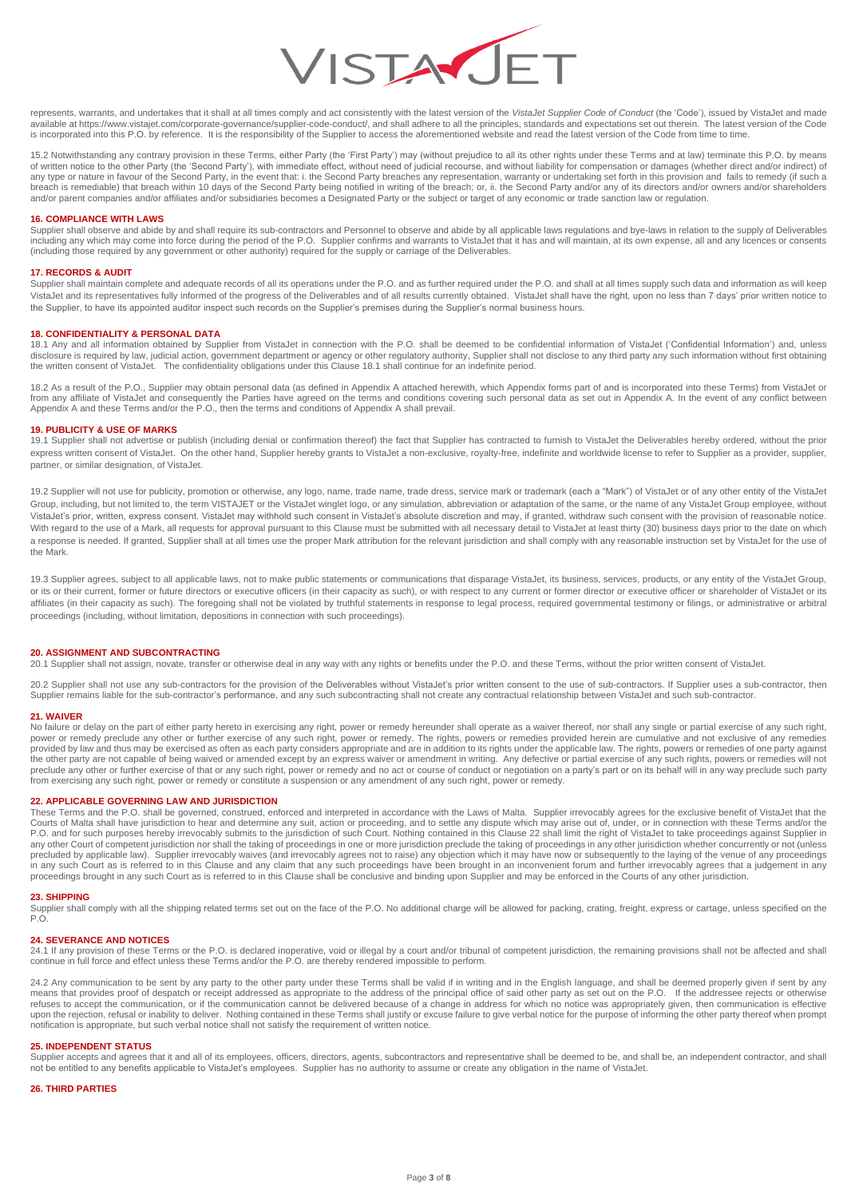represents, warrants, and undertakes that it shall at all times comply and act consistently with the latest version of the *VistaJet Supplier Code of Conduct* (the 'Code'), issued by VistaJet and made available at https://www.vistajet.com/corporate-governance/supplier-code-conduct/, and shall adhere to all the principles, standards and expectations set out therein. The latest version of the Code is incorporated into this P.O. by reference. It is the responsibility of the Supplier to access the aforementioned website and read the latest version of the Code from time to time.

15.2 Notwithstanding any contrary provision in these Terms, either Party (the 'First Party') may (without prejudice to all its other rights under these Terms and at law) terminate this P.O. by means of written notice to the other Party (the 'Second Party'), with immediate effect, without need of judicial recourse, and without liability for compensation or damages (whether direct and/or indirect) of any type or nature in favour of the Second Party, in the event that: i. the Second Party breaches any representation, warranty or undertaking set forth in this provision and fails to remedy (if such a breach is remediable) that breach within 10 days of the Second Party being notified in writing of the breach; or, ii. the Second Party and/or any of its directors and/or owners and/or shareholders and/or parent companies and/or affiliates and/or subsidiaries becomes a Designated Party or the subject or target of any economic or trade sanction law or regulation.

## 16. COMPLIANCE WITH LAWS

Supplier shall observe and abide by and shall require its sub-contractors and Personnel to observe and abide by all applicable laws regulations and bye-laws in relation to the supply of Deliverables including any which may come into force during the period of the P.O. Supplier confirms and warrants to VistaJet that it has and will maintain, at its own expense, all and any licences or consents (including those required by any government or other authority) required for the supply or carriage of the Deliverables.

## 17. RECORDS & AUDIT

Supplier shall maintain complete and adequate records of all its operations under the P.O. and as further required under the P.O. and shall at all times supply such data and information as will keep VistaJet and its representatives fully informed of the progress of the Deliverables and of all results currently obtained. VistaJet shall have the right, upon no less than 7 days' prior written notice to the Supplier, to have its appointed auditor inspect such records on the Supplier's premises during the Supplier's normal business hours.

## 18. CONFIDENTIALITY & PERSONAL DATA

18.1 Any and all information obtained by Supplier from VistaJet in connection with the P.O. shall be deemed to be confidential information of VistaJet ('Confidential Information') and, unless disclosure is required by law, judicial action, government department or agency or other regulatory authority, Supplier shall not disclose to any third party any such information without first obtaining the written consent of VistaJet. The confidentiality obligations under this Clause 18.1 shall continue for an indefinite period.

18.2 As a result of the P.O., Supplier may obtain personal data (as defined in Appendix A attached herewith, which Appendix forms part of and is incorporated into these Terms) from VistaJet or from any affiliate of VistaJet and consequently the Parties have agreed on the terms and conditions covering such personal data as set out in Appendix A. In the event of any conflict between Appendix A and these Terms and/or the P.O., then the terms and conditions of Appendix A shall prevail.

## 19. PUBLICITY & USE OF MARKS

19.1 Supplier shall not advertise or publish (including denial or confirmation thereof) the fact that Supplier has contracted to furnish to VistaJet the Deliverables hereby ordered, without the prior express written consent of VistaJet. On the other hand, Supplier hereby grants to VistaJet a non-exclusive, royalty-free, indefinite and worldwide license to refer to Supplier as a provider, supplier, partner, or similar designation, of VistaJet.

19.2 Supplier will not use for publicity, promotion or otherwise, any logo, name, trade name, trade dress, service mark or trademark (each a "Mark") of VistaJet or of any other entity of the VistaJet Group, including, but not limited to, the term VISTAJET or the VistaJet winglet logo, or any simulation, abbreviation or adaptation of the same, or the name of any VistaJet Group employee, without VistaJet's prior, written, express consent. VistaJet may withhold such consent in VistaJet's absolute discretion and may, if granted, withdraw such consent with the provision of reasonable notice. With regard to the use of a Mark, all requests for approval pursuant to this Clause must be submitted with all necessary detail to VistaJet at least thirty (30) business days prior to the date on which a response is needed. If granted, Supplier shall at all times use the proper Mark attribution for the relevant jurisdiction and shall comply with any reasonable instruction set by VistaJet for the use of the Mark.

19.3 Supplier agrees, subject to all applicable laws, not to make public statements or communications that disparage VistaJet, its business, services, products, or any entity of the VistaJet Group, or its or their current, former or future directors or executive officers (in their capacity as such), or with respect to any current or former director or executive officer or shareholder of VistaJet or its affiliates (in their capacity as such). The foregoing shall not be violated by truthful statements in response to legal process, required governmental testimony or filings, or administrative or arbitral proceedings (including, without limitation, depositions in connection with such proceedings).

## 20. ASSIGNMENT AND SUBCONTRACTING

20.1 Supplier shall not assign, novate, transfer or otherwise deal in any way with any rights or benefits under the P.O. and these Terms, without the prior written consent of VistaJet.

20.2 Supplier shall not use any sub-contractors for the provision of the Deliverables without VistaJet's prior written consent to the use of sub-contractors. If Supplier uses a sub-contractor, then Supplier remains liable for the sub-contractor's performance, and any such subcontracting shall not create any contractual relationship between VistaJet and such sub-contractor.

## 21. WAIVER

No failure or delay on the part of either party hereto in exercising any right, power or remedy hereunder shall operate as a waiver thereof, nor shall any single or partial exercise of any such right, power or remedy preclude any other or further exercise of any such right, power or remedy. The rights, powers or remedies provided herein are cumulative and not exclusive of any remedies provided by law and thus may be exercised as often as each party considers appropriate and are in addition to its rights under the applicable law. The rights, powers or remedies of one party against the other party are not capable of being waived or amended except by an express waiver or amendment in writing. Any defective or partial exercise of any such rights, powers or remedies will not preclude any other or further exercise of that or any such right, power or remedy and no act or course of conduct or negotiation on a party's part or on its behalf will in any way preclude such party from exercising any such right, power or remedy or constitute a suspension or any amendment of any such right, power or remedy.

## 22. APPLICABLE GOVERNING LAW AND JURISDICTION

These Terms and the P.O. shall be governed, construed, enforced and interpreted in accordance with the Laws of Malta. Supplier irrevocably agrees for the exclusive benefit of VistaJet that the Courts of Malta shall have jurisdiction to hear and determine any suit, action or proceeding, and to settle any dispute which may arise out of, under, or in connection with these Terms and/or the P.O. and for such purposes hereby irrevocably submits to the jurisdiction of such Court. Nothing contained in this Clause 22 shall limit the right of VistaJet to take proceedings against Supplier in any other Court of competent jurisdiction nor shall the taking of proceedings in one or more jurisdiction preclude the taking of proceedings in any other jurisdiction whether concurrently or not (unless precluded by applicable law). Supplier irrevocably waives (and irrevocably agrees not to raise) any objection which it may have now or subsequently to the laying of the venue of any proceedings in any such Court as is referred to in this Clause and any claim that any such proceedings have been brought in an inconvenient forum and further irrevocably agrees that a judgement in any proceedings brought in any such Court as is referred to in this Clause shall be conclusive and binding upon Supplier and may be enforced in the Courts of any other jurisdiction.

## 23. SHIPPING

Supplier shall comply with all the shipping related terms set out on the face of the P.O. No additional charge will be allowed for packing, crating, freight, express or cartage, unless specified on the P.O.

## 24. SEVERANCE AND NOTICES

24.1 If any provision of these Terms or the P.O. is declared inoperative, void or illegal by a court and/or tribunal of competent jurisdiction, the remaining provisions shall not be affected and shall continue in full force and effect unless these Terms and/or the P.O. are thereby rendered impossible to perform.

24.2 Any communication to be sent by any party to the other party under these Terms shall be valid if in writing and in the English language, and shall be deemed properly given if sent by any means that provides proof of despatch or receipt addressed as appropriate to the address of the principal office of said other party as set out on the P.O. If the addressee rejects or otherwise refuses to accept the communication, or if the communication cannot be delivered because of a change in address for which no notice was appropriately given, then communication is effective upon the rejection, refusal or inability to deliver. Nothing contained in these Terms shall justify or excuse failure to give verbal notice for the purpose of informing the other party thereof when prompt notification is appropriate, but such verbal notice shall not satisfy the requirement of written notice.

## 25. INDEPENDENT STATUS

Supplier accepts and agrees that it and all of its employees, officers, directors, agents, subcontractors and representative shall be deemed to be, and shall be, an independent contractor, and shall not be entitled to any benefits applicable to VistaJet's employees. Supplier has no authority to assume or create any obligation in the name of VistaJet.

## 26. THIRD PARTIES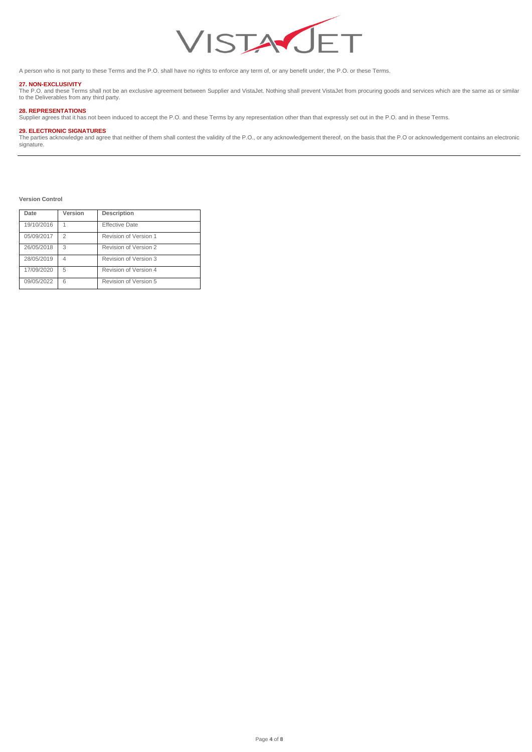A person who is not party to these Terms and the P.O. shall have no rights to enforce any term of, or any benefit under, the P.O. or these Terms.

## 27. NON-EXCLUSIVITY

The P.O. and these Terms shall not be an exclusive agreement between Supplier and VistaJet. Nothing shall prevent VistaJet from procuring goods and services which are the same as or similar to the Deliverables from any third party.

## 28. REPRESENTATIONS

Supplier agrees that it has not been induced to accept the P.O. and these Terms by any representation other than that expressly set out in the P.O. and in these Terms.

## 29. ELECTRONIC SIGNATURES

The parties acknowledge and agree that neither of them shall contest the validity of the P.O., or any acknowledgement thereof, on the basis that the P.O or acknowledgement contains an electronic signature.

---

**Version Control**

| Date | Version | Description |
|---|---|---|
| 19/10/2016 | 1 | Effective Date |
| 05/09/2017 | 2 | Revision of Version 1 |
| 26/05/2018 | 3 | Revision of Version 2 |
| 28/05/2019 | 4 | Revision of Version 3 |
| 17/09/2020 | 5 | Revision of Version 4 |
| 09/05/2022 | 6 | Revision of Version 5 |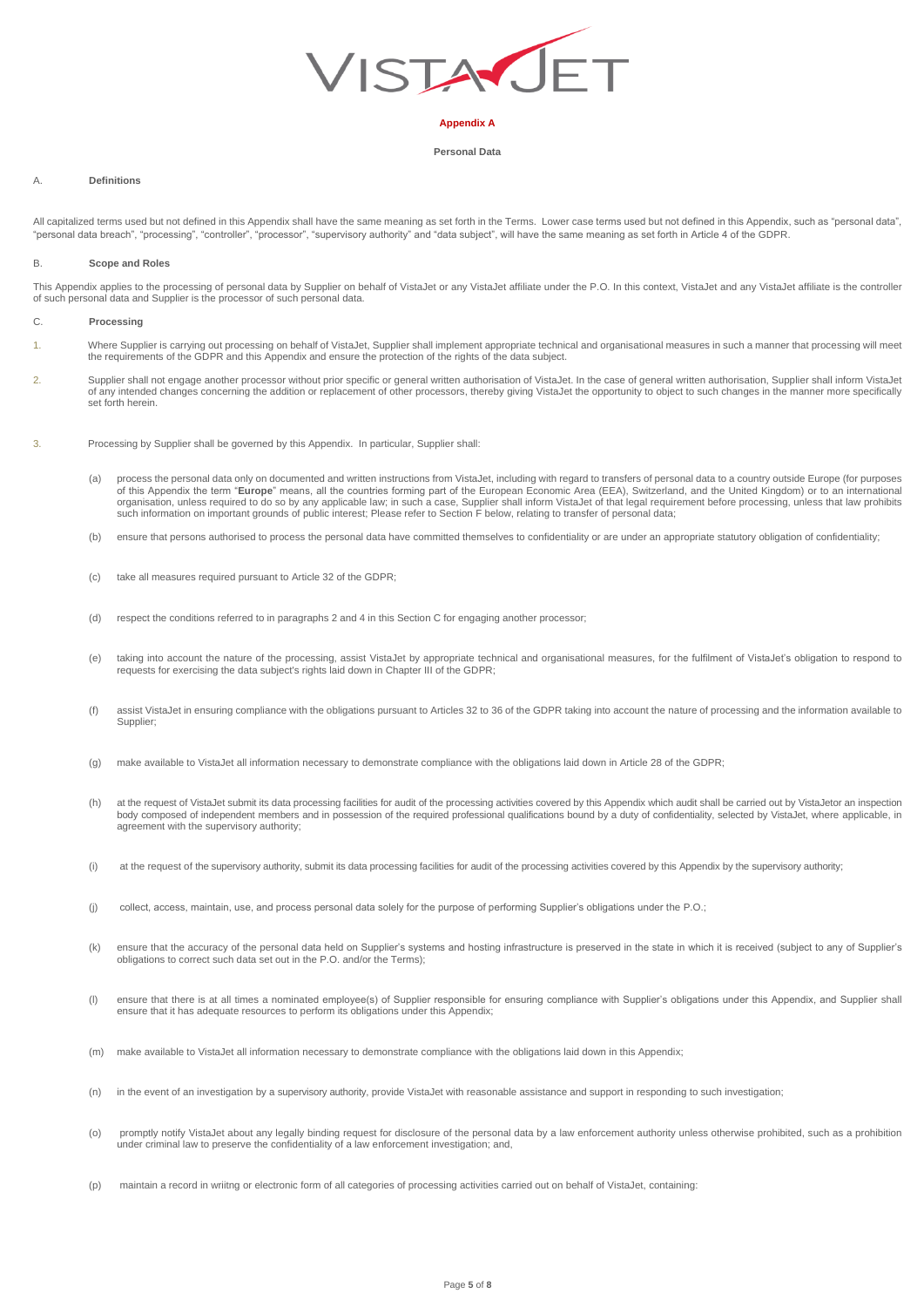VISTAJET

**Appendix A**

**Personal Data**

A. **Definitions**

All capitalized terms used but not defined in this Appendix shall have the same meaning as set forth in the Terms. Lower case terms used but not defined in this Appendix, such as "personal data", "personal data breach", "processing", "controller", "processor", "supervisory authority" and "data subject", will have the same meaning as set forth in Article 4 of the GDPR.

B. **Scope and Roles**

This Appendix applies to the processing of personal data by Supplier on behalf of VistaJet or any VistaJet affiliate under the P.O. In this context, VistaJet and any VistaJet affiliate is the controller of such personal data and Supplier is the processor of such personal data.

C. **Processing**

1. Where Supplier is carrying out processing on behalf of VistaJet, Supplier shall implement appropriate technical and organisational measures in such a manner that processing will meet the requirements of the GDPR and this Appendix and ensure the protection of the rights of the data subject.

2. Supplier shall not engage another processor without prior specific or general written authorisation of VistaJet. In the case of general written authorisation, Supplier shall inform VistaJet of any intended changes concerning the addition or replacement of other processors, thereby giving VistaJet the opportunity to object to such changes in the manner more specifically set forth herein.

3. Processing by Supplier shall be governed by this Appendix. In particular, Supplier shall:

   (a) process the personal data only on documented and written instructions from VistaJet, including with regard to transfers of personal data to a country outside Europe (for purposes of this Appendix the term "**Europe**" means, all the countries forming part of the European Economic Area (EEA), Switzerland, and the United Kingdom) or to an international organisation, unless required to do so by any applicable law; in such a case, Supplier shall inform VistaJet of that legal requirement before processing, unless that law prohibits such information on important grounds of public interest; Please refer to Section F below, relating to transfer of personal data;

   (b) ensure that persons authorised to process the personal data have committed themselves to confidentiality or are under an appropriate statutory obligation of confidentiality;

   (c) take all measures required pursuant to Article 32 of the GDPR;

   (d) respect the conditions referred to in paragraphs 2 and 4 in this Section C for engaging another processor;

   (e) taking into account the nature of the processing, assist VistaJet by appropriate technical and organisational measures, for the fulfilment of VistaJet's obligation to respond to requests for exercising the data subject's rights laid down in Chapter III of the GDPR;

   (f) assist VistaJet in ensuring compliance with the obligations pursuant to Articles 32 to 36 of the GDPR taking into account the nature of processing and the information available to Supplier;

   (g) make available to VistaJet all information necessary to demonstrate compliance with the obligations laid down in Article 28 of the GDPR;

   (h) at the request of VistaJet submit its data processing facilities for audit of the processing activities covered by this Appendix which audit shall be carried out by VistaJetor an inspection body composed of independent members and in possession of the required professional qualifications bound by a duty of confidentiality, selected by VistaJet, where applicable, in agreement with the supervisory authority;

   (i) at the request of the supervisory authority, submit its data processing facilities for audit of the processing activities covered by this Appendix by the supervisory authority;

   (j) collect, access, maintain, use, and process personal data solely for the purpose of performing Supplier's obligations under the P.O.;

   (k) ensure that the accuracy of the personal data held on Supplier's systems and hosting infrastructure is preserved in the state in which it is received (subject to any of Supplier's obligations to correct such data set out in the P.O. and/or the Terms);

   (l) ensure that there is at all times a nominated employee(s) of Supplier responsible for ensuring compliance with Supplier's obligations under this Appendix, and Supplier shall ensure that it has adequate resources to perform its obligations under this Appendix;

   (m) make available to VistaJet all information necessary to demonstrate compliance with the obligations laid down in this Appendix;

   (n) in the event of an investigation by a supervisory authority, provide VistaJet with reasonable assistance and support in responding to such investigation;

   (o) promptly notify VistaJet about any legally binding request for disclosure of the personal data by a law enforcement authority unless otherwise prohibited, such as a prohibition under criminal law to preserve the confidentiality of a law enforcement investigation; and,

   (p) maintain a record in wriitng or electronic form of all categories of processing activities carried out on behalf of VistaJet, containing: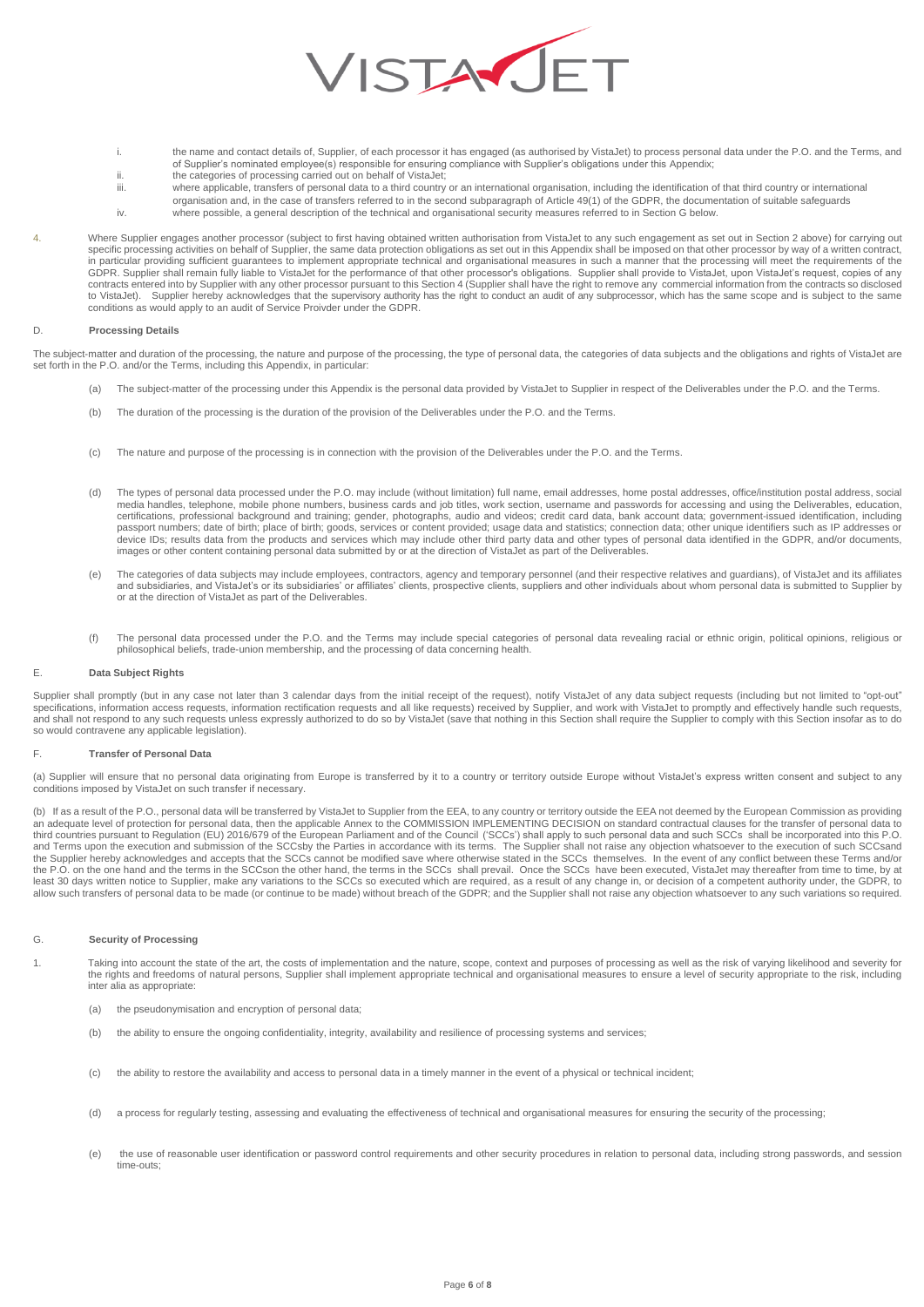i. the name and contact details of, Supplier, of each processor it has engaged (as authorised by VistaJet) to process personal data under the P.O. and the Terms, and of Supplier's nominated employee(s) responsible for ensuring compliance with Supplier's obligations under this Appendix;
ii. the categories of processing carried out on behalf of VistaJet;
iii. where applicable, transfers of personal data to a third country or an international organisation, including the identification of that third country or international organisation and, in the case of transfers referred to in the second subparagraph of Article 49(1) of the GDPR, the documentation of suitable safeguards
iv. where possible, a general description of the technical and organisational security measures referred to in Section G below.

4. Where Supplier engages another processor (subject to first having obtained written authorisation from VistaJet to any such engagement as set out in Section 2 above) for carrying out specific processing activities on behalf of Supplier, the same data protection obligations as set out in this Appendix shall be imposed on that other processor by way of a written contract, in particular providing sufficient guarantees to implement appropriate technical and organisational measures in such a manner that the processing will meet the requirements of the GDPR. Supplier shall remain fully liable to VistaJet for the performance of that other processor's obligations. Supplier shall provide to VistaJet, upon VistaJet's request, copies of any contracts entered into by Supplier with any other processor pursuant to this Section 4 (Supplier shall have the right to remove any commercial information from the contracts so disclosed to VistaJet). Supplier hereby acknowledges that the supervisory authority has the right to conduct an audit of any subprocessor, which has the same scope and is subject to the same conditions as would apply to an audit of Service Proivder under the GDPR.

## D. Processing Details

The subject-matter and duration of the processing, the nature and purpose of the processing, the type of personal data, the categories of data subjects and the obligations and rights of VistaJet are set forth in the P.O. and/or the Terms, including this Appendix, in particular:

(a) The subject-matter of the processing under this Appendix is the personal data provided by VistaJet to Supplier in respect of the Deliverables under the P.O. and the Terms.

(b) The duration of the processing is the duration of the provision of the Deliverables under the P.O. and the Terms.

(c) The nature and purpose of the processing is in connection with the provision of the Deliverables under the P.O. and the Terms.

(d) The types of personal data processed under the P.O. may include (without limitation) full name, email addresses, home postal addresses, office/institution postal address, social media handles, telephone, mobile phone numbers, business cards and job titles, work section, username and passwords for accessing and using the Deliverables, education, certifications, professional background and training; gender, photographs, audio and videos; credit card data, bank account data; government-issued identification, including passport numbers; date of birth; place of birth; goods, services or content provided; usage data and statistics; connection data; other unique identifiers such as IP addresses or device IDs; results data from the products and services which may include other third party data and other types of personal data identified in the GDPR, and/or documents, images or other content containing personal data submitted by or at the direction of VistaJet as part of the Deliverables.

(e) The categories of data subjects may include employees, contractors, agency and temporary personnel (and their respective relatives and guardians), of VistaJet and its affiliates and subsidiaries, and VistaJet's or its subsidiaries' or affiliates' clients, prospective clients, suppliers and other individuals about whom personal data is submitted to Supplier by or at the direction of VistaJet as part of the Deliverables.

(f) The personal data processed under the P.O. and the Terms may include special categories of personal data revealing racial or ethnic origin, political opinions, religious or philosophical beliefs, trade-union membership, and the processing of data concerning health.

## E. Data Subject Rights

Supplier shall promptly (but in any case not later than 3 calendar days from the initial receipt of the request), notify VistaJet of any data subject requests (including but not limited to "opt-out" specifications, information access requests, information rectification requests and all like requests) received by Supplier, and work with VistaJet to promptly and effectively handle such requests, and shall not respond to any such requests unless expressly authorized to do so by VistaJet (save that nothing in this Section shall require the Supplier to comply with this Section insofar as to do so would contravene any applicable legislation).

## F. Transfer of Personal Data

(a) Supplier will ensure that no personal data originating from Europe is transferred by it to a country or territory outside Europe without VistaJet's express written consent and subject to any conditions imposed by VistaJet on such transfer if necessary.

(b) If as a result of the P.O., personal data will be transferred by VistaJet to Supplier from the EEA, to any country or territory outside the EEA not deemed by the European Commission as providing an adequate level of protection for personal data, then the applicable Annex to the COMMISSION IMPLEMENTING DECISION on standard contractual clauses for the transfer of personal data to third countries pursuant to Regulation (EU) 2016/679 of the European Parliament and of the Council ('SCCs') shall apply to such personal data and such SCCs shall be incorporated into this P.O. and Terms upon the execution and submission of the SCCsby the Parties in accordance with its terms. The Supplier shall not raise any objection whatsoever to the execution of such SCCsand the Supplier hereby acknowledges and accepts that the SCCs cannot be modified save where otherwise stated in the SCCs themselves. In the event of any conflict between these Terms and/or the P.O. on the one hand and the terms in the SCCson the other hand, the terms in the SCCs shall prevail. Once the SCCs have been executed, VistaJet may thereafter from time to time, by at least 30 days written notice to Supplier, make any variations to the SCCs so executed which are required, as a result of any change in, or decision of a competent authority under, the GDPR, to allow such transfers of personal data to be made (or continue to be made) without breach of the GDPR; and the Supplier shall not raise any objection whatsoever to any such variations so required.

## G. Security of Processing

1. Taking into account the state of the art, the costs of implementation and the nature, scope, context and purposes of processing as well as the risk of varying likelihood and severity for the rights and freedoms of natural persons, Supplier shall implement appropriate technical and organisational measures to ensure a level of security appropriate to the risk, including inter alia as appropriate:

(a) the pseudonymisation and encryption of personal data;

(b) the ability to ensure the ongoing confidentiality, integrity, availability and resilience of processing systems and services;

(c) the ability to restore the availability and access to personal data in a timely manner in the event of a physical or technical incident;

(d) a process for regularly testing, assessing and evaluating the effectiveness of technical and organisational measures for ensuring the security of the processing;

(e) the use of reasonable user identification or password control requirements and other security procedures in relation to personal data, including strong passwords, and session time-outs;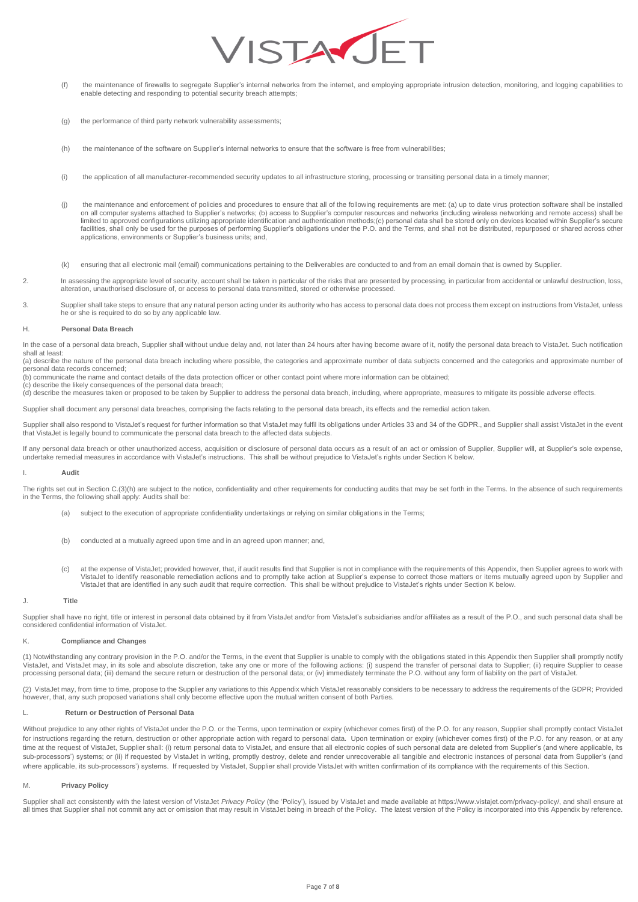(f) the maintenance of firewalls to segregate Supplier's internal networks from the internet, and employing appropriate intrusion detection, monitoring, and logging capabilities to enable detecting and responding to potential security breach attempts;

(g) the performance of third party network vulnerability assessments;

(h) the maintenance of the software on Supplier's internal networks to ensure that the software is free from vulnerabilities;

(i) the application of all manufacturer-recommended security updates to all infrastructure storing, processing or transiting personal data in a timely manner;

(j) the maintenance and enforcement of policies and procedures to ensure that all of the following requirements are met: (a) up to date virus protection software shall be installed on all computer systems attached to Supplier's networks; (b) access to Supplier's computer resources and networks (including wireless networking and remote access) shall be limited to approved configurations utilizing appropriate identification and authentication methods;(c) personal data shall be stored only on devices located within Supplier's secure facilities, shall only be used for the purposes of performing Supplier's obligations under the P.O. and the Terms, and shall not be distributed, repurposed or shared across other applications, environments or Supplier's business units; and,

(k) ensuring that all electronic mail (email) communications pertaining to the Deliverables are conducted to and from an email domain that is owned by Supplier.

2. In assessing the appropriate level of security, account shall be taken in particular of the risks that are presented by processing, in particular from accidental or unlawful destruction, loss, alteration, unauthorised disclosure of, or access to personal data transmitted, stored or otherwise processed.

3. Supplier shall take steps to ensure that any natural person acting under its authority who has access to personal data does not process them except on instructions from VistaJet, unless he or she is required to do so by any applicable law.

## H. Personal Data Breach

In the case of a personal data breach, Supplier shall without undue delay and, not later than 24 hours after having become aware of it, notify the personal data breach to VistaJet. Such notification shall at least:
(a) describe the nature of the personal data breach including where possible, the categories and approximate number of data subjects concerned and the categories and approximate number of personal data records concerned;
(b) communicate the name and contact details of the data protection officer or other contact point where more information can be obtained;
(c) describe the likely consequences of the personal data breach;
(d) describe the measures taken or proposed to be taken by Supplier to address the personal data breach, including, where appropriate, measures to mitigate its possible adverse effects.

Supplier shall document any personal data breaches, comprising the facts relating to the personal data breach, its effects and the remedial action taken.

Supplier shall also respond to VistaJet's request for further information so that VistaJet may fulfil its obligations under Articles 33 and 34 of the GDPR., and Supplier shall assist VistaJet in the event that VistaJet is legally bound to communicate the personal data breach to the affected data subjects.

If any personal data breach or other unauthorized access, acquisition or disclosure of personal data occurs as a result of an act or omission of Supplier, Supplier will, at Supplier's sole expense, undertake remedial measures in accordance with VistaJet's instructions. This shall be without prejudice to VistaJet's rights under Section K below.

## I. Audit

The rights set out in Section C.(3)(h) are subject to the notice, confidentiality and other requirements for conducting audits that may be set forth in the Terms. In the absence of such requirements in the Terms, the following shall apply: Audits shall be:

(a) subject to the execution of appropriate confidentiality undertakings or relying on similar obligations in the Terms;

(b) conducted at a mutually agreed upon time and in an agreed upon manner; and,

(c) at the expense of VistaJet; provided however, that, if audit results find that Supplier is not in compliance with the requirements of this Appendix, then Supplier agrees to work with VistaJet to identify reasonable remediation actions and to promptly take action at Supplier's expense to correct those matters or items mutually agreed upon by Supplier and VistaJet that are identified in any such audit that require correction. This shall be without prejudice to VistaJet's rights under Section K below.

## J. Title

Supplier shall have no right, title or interest in personal data obtained by it from VistaJet and/or from VistaJet's subsidiaries and/or affiliates as a result of the P.O., and such personal data shall be considered confidential information of VistaJet.

## K. Compliance and Changes

(1) Notwithstanding any contrary provision in the P.O. and/or the Terms, in the event that Supplier is unable to comply with the obligations stated in this Appendix then Supplier shall promptly notify VistaJet, and VistaJet may, in its sole and absolute discretion, take any one or more of the following actions: (i) suspend the transfer of personal data to Supplier; (ii) require Supplier to cease processing personal data; (iii) demand the secure return or destruction of the personal data; or (iv) immediately terminate the P.O. without any form of liability on the part of VistaJet.

(2) VistaJet may, from time to time, propose to the Supplier any variations to this Appendix which VistaJet reasonably considers to be necessary to address the requirements of the GDPR; Provided however, that, any such proposed variations shall only become effective upon the mutual written consent of both Parties.

## L. Return or Destruction of Personal Data

Without prejudice to any other rights of VistaJet under the P.O. or the Terms, upon termination or expiry (whichever comes first) of the P.O. for any reason, Supplier shall promptly contact VistaJet for instructions regarding the return, destruction or other appropriate action with regard to personal data. Upon termination or expiry (whichever comes first) of the P.O. for any reason, or at any time at the request of VistaJet, Supplier shall: (i) return personal data to VistaJet, and ensure that all electronic copies of such personal data are deleted from Supplier's (and where applicable, its sub-processors') systems; or (ii) if requested by VistaJet in writing, promptly destroy, delete and render unrecoverable all tangible and electronic instances of personal data from Supplier's (and where applicable, its sub-processors') systems. If requested by VistaJet, Supplier shall provide VistaJet with written confirmation of its compliance with the requirements of this Section.

## M. Privacy Policy

Supplier shall act consistently with the latest version of VistaJet *Privacy Policy* (the 'Policy'), issued by VistaJet and made available at https://www.vistajet.com/privacy-policy/, and shall ensure at all times that Supplier shall not commit any act or omission that may result in VistaJet being in breach of the Policy. The latest version of the Policy is incorporated into this Appendix by reference.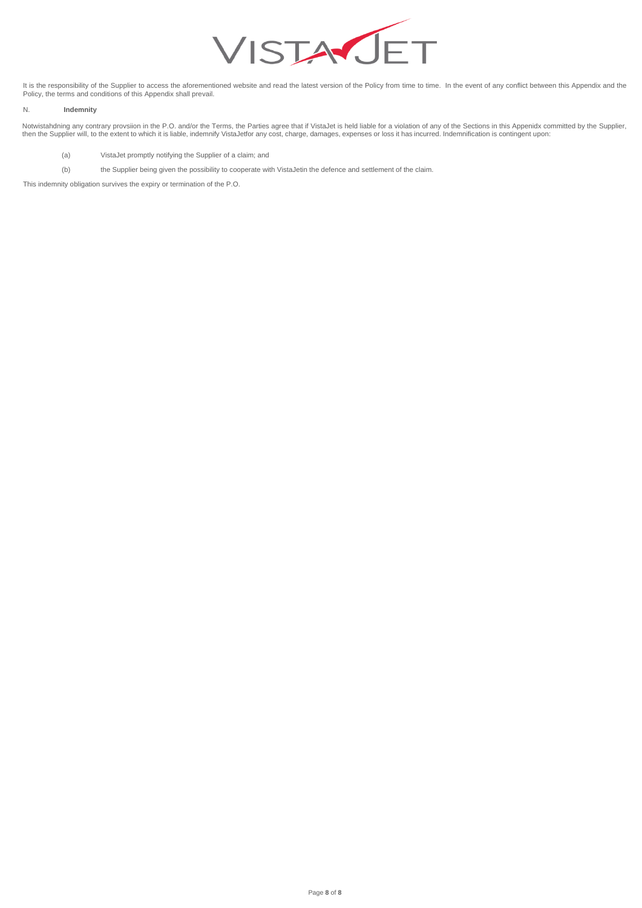It is the responsibility of the Supplier to access the aforementioned website and read the latest version of the Policy from time to time. In the event of any conflict between this Appendix and the Policy, the terms and conditions of this Appendix shall prevail.

## N. Indemnity

Notwistahdning any contrary provsiion in the P.O. and/or the Terms, the Parties agree that if VistaJet is held liable for a violation of any of the Sections in this Appenidx committed by the Supplier, then the Supplier will, to the extent to which it is liable, indemnify VistaJetfor any cost, charge, damages, expenses or loss it has incurred. Indemnification is contingent upon:

(a) VistaJet promptly notifying the Supplier of a claim; and

(b) the Supplier being given the possibility to cooperate with VistaJetin the defence and settlement of the claim.

This indemnity obligation survives the expiry or termination of the P.O.